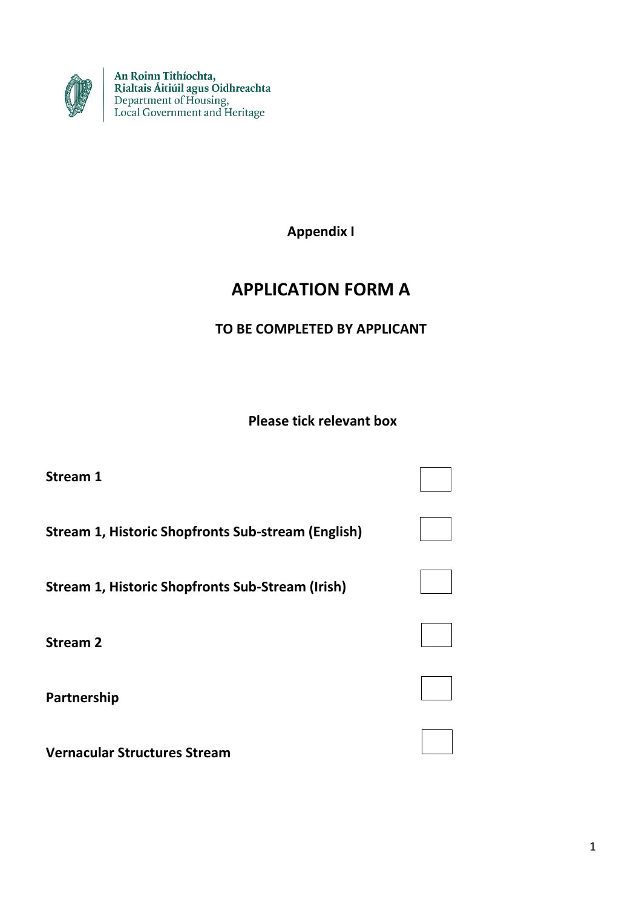An Roinn Tithíochta,
Rialtais Áitiúil agus Oidhreachta
Department of Housing,
Local Government and Heritage

**Appendix I**

# APPLICATION FORM A

**TO BE COMPLETED BY APPLICANT**

**Please tick relevant box**

| | |
|---|---|
| **Stream 1** | ☐ |
| **Stream 1, Historic Shopfronts Sub-stream (English)** | ☐ |
| **Stream 1, Historic Shopfronts Sub-Stream (Irish)** | ☐ |
| **Stream 2** | ☐ |
| **Partnership** | ☐ |
| **Vernacular Structures Stream** | ☐ |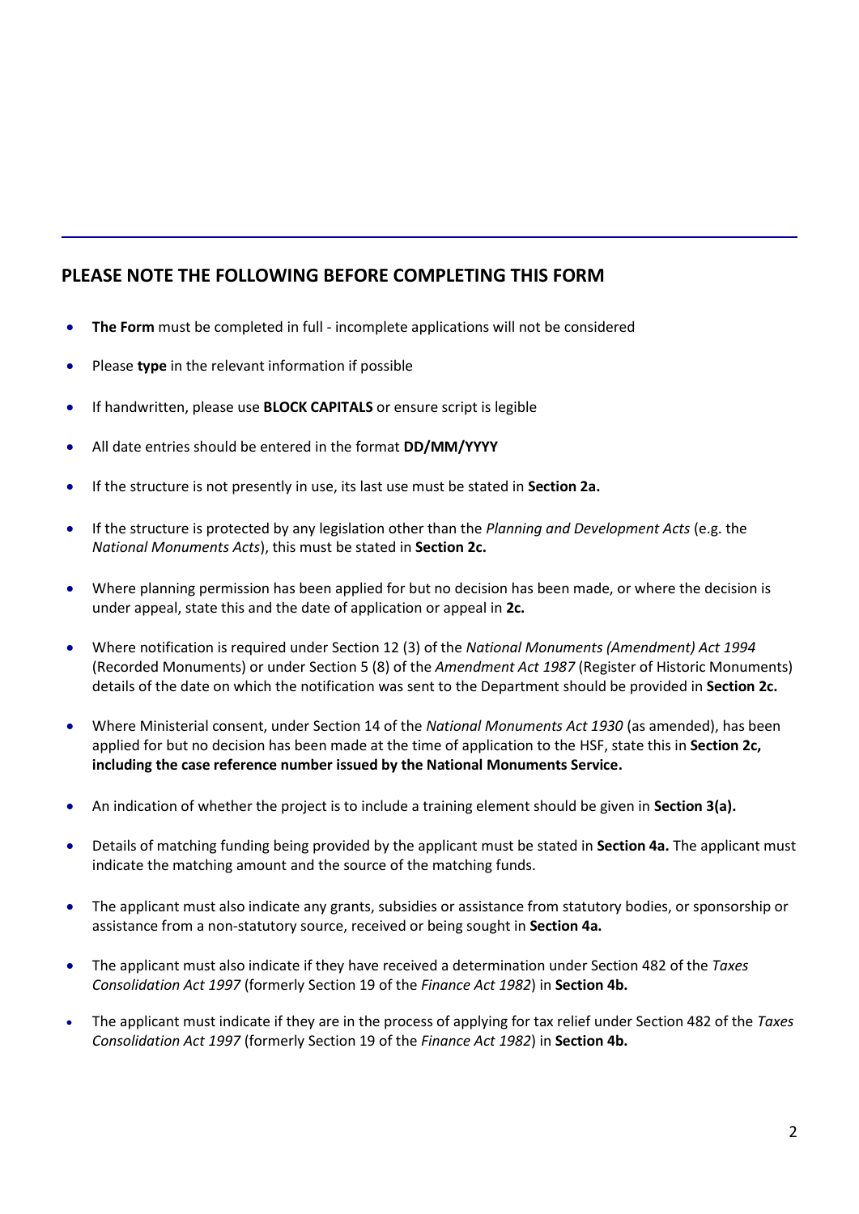## PLEASE NOTE THE FOLLOWING BEFORE COMPLETING THIS FORM

- **The Form** must be completed in full - incomplete applications will not be considered
- Please **type** in the relevant information if possible
- If handwritten, please use **BLOCK CAPITALS** or ensure script is legible
- All date entries should be entered in the format **DD/MM/YYYY**
- If the structure is not presently in use, its last use must be stated in **Section 2a.**
- If the structure is protected by any legislation other than the *Planning and Development Acts* (e.g. the *National Monuments Acts*), this must be stated in **Section 2c.**
- Where planning permission has been applied for but no decision has been made, or where the decision is under appeal, state this and the date of application or appeal in **2c.**
- Where notification is required under Section 12 (3) of the *National Monuments (Amendment) Act 1994* (Recorded Monuments) or under Section 5 (8) of the *Amendment Act 1987* (Register of Historic Monuments) details of the date on which the notification was sent to the Department should be provided in **Section 2c.**
- Where Ministerial consent, under Section 14 of the *National Monuments Act 1930* (as amended), has been applied for but no decision has been made at the time of application to the HSF, state this in **Section 2c, including the case reference number issued by the National Monuments Service.**
- An indication of whether the project is to include a training element should be given in **Section 3(a).**
- Details of matching funding being provided by the applicant must be stated in **Section 4a.** The applicant must indicate the matching amount and the source of the matching funds.
- The applicant must also indicate any grants, subsidies or assistance from statutory bodies, or sponsorship or assistance from a non-statutory source, received or being sought in **Section 4a.**
- The applicant must also indicate if they have received a determination under Section 482 of the *Taxes Consolidation Act 1997* (formerly Section 19 of the *Finance Act 1982*) in **Section 4b.**
- The applicant must indicate if they are in the process of applying for tax relief under Section 482 of the *Taxes Consolidation Act 1997* (formerly Section 19 of the *Finance Act 1982*) in **Section 4b.**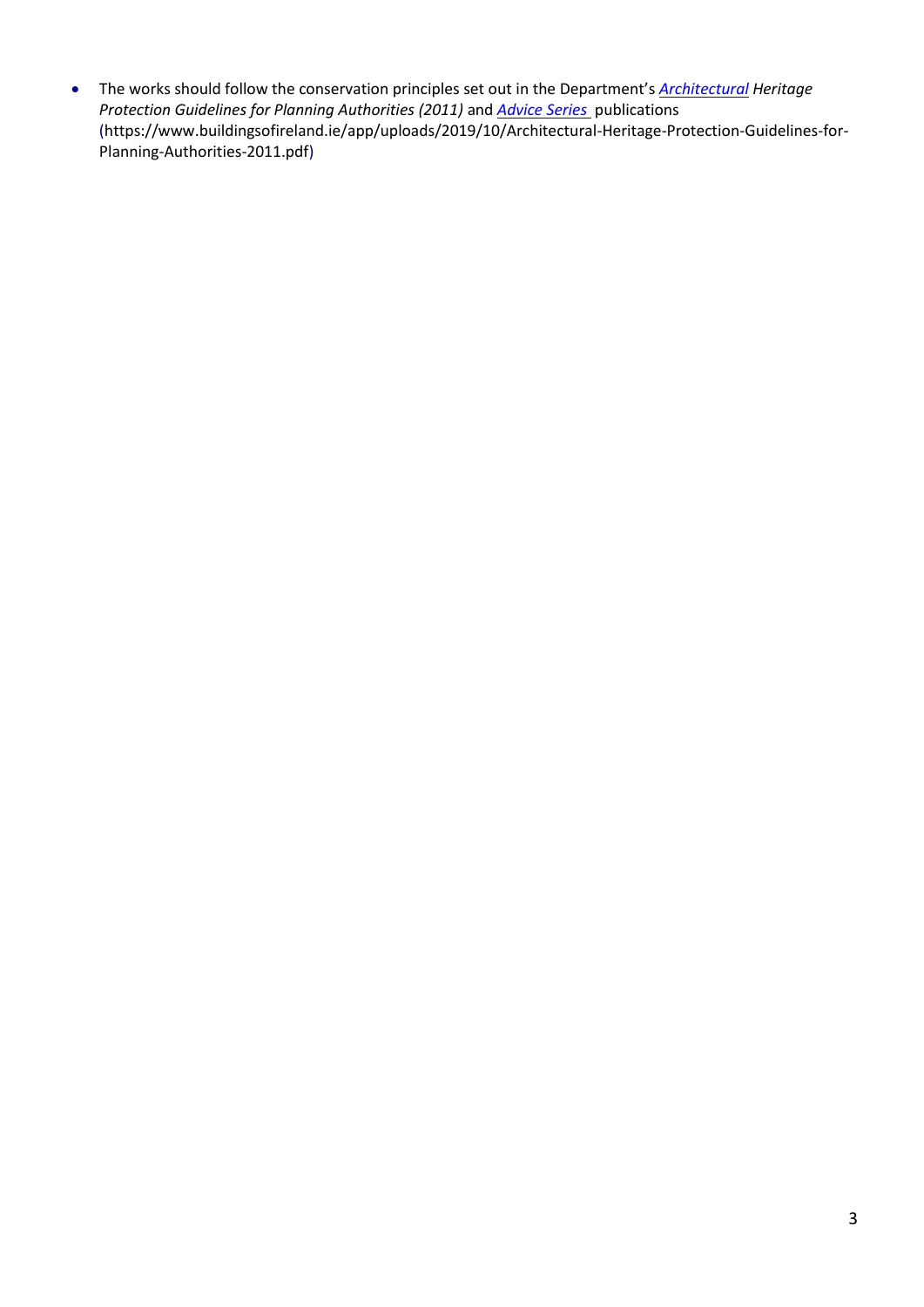- The works should follow the conservation principles set out in the Department's *[Architectural](https://www.buildingsofireland.ie/app/uploads/2019/10/Architectural-Heritage-Protection-Guidelines-for-Planning-Authorities-2011.pdf) Heritage Protection Guidelines for Planning Authorities (2011)* and *Advice Series* publications (https://www.buildingsofireland.ie/app/uploads/2019/10/Architectural-Heritage-Protection-Guidelines-for-Planning-Authorities-2011.pdf)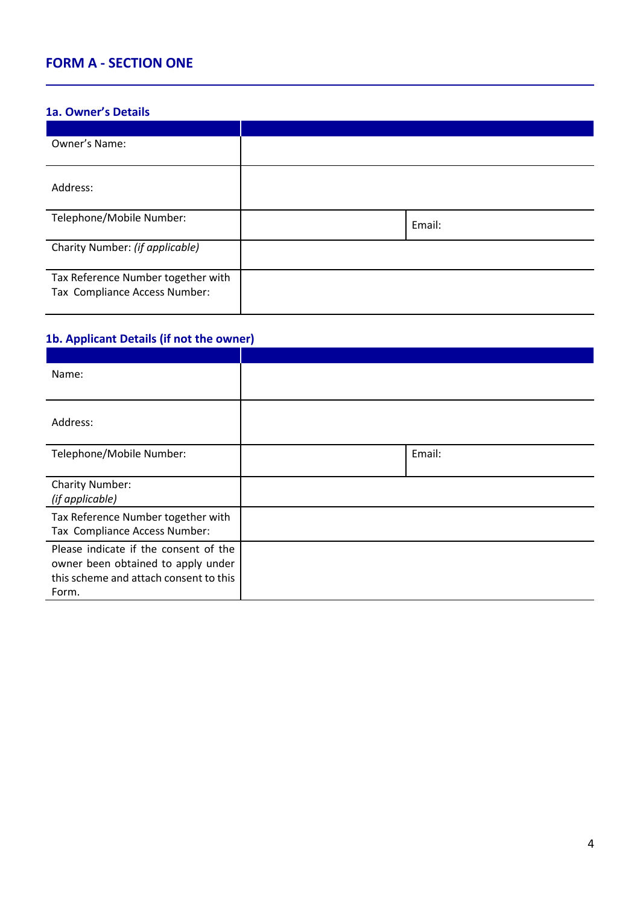## FORM A - SECTION ONE

### 1a. Owner's Details

| | | |
|---|---|---|
| Owner's Name: | | |
| Address: | | |
| Telephone/Mobile Number: | | Email: |
| Charity Number: *(if applicable)* | | |
| Tax Reference Number together with Tax Compliance Access Number: | | |

### 1b. Applicant Details (if not the owner)

| | | |
|---|---|---|
| Name: | | |
| Address: | | |
| Telephone/Mobile Number: | | Email: |
| Charity Number: *(if applicable)* | | |
| Tax Reference Number together with Tax Compliance Access Number: | | |
| Please indicate if the consent of the owner been obtained to apply under this scheme and attach consent to this Form. | | |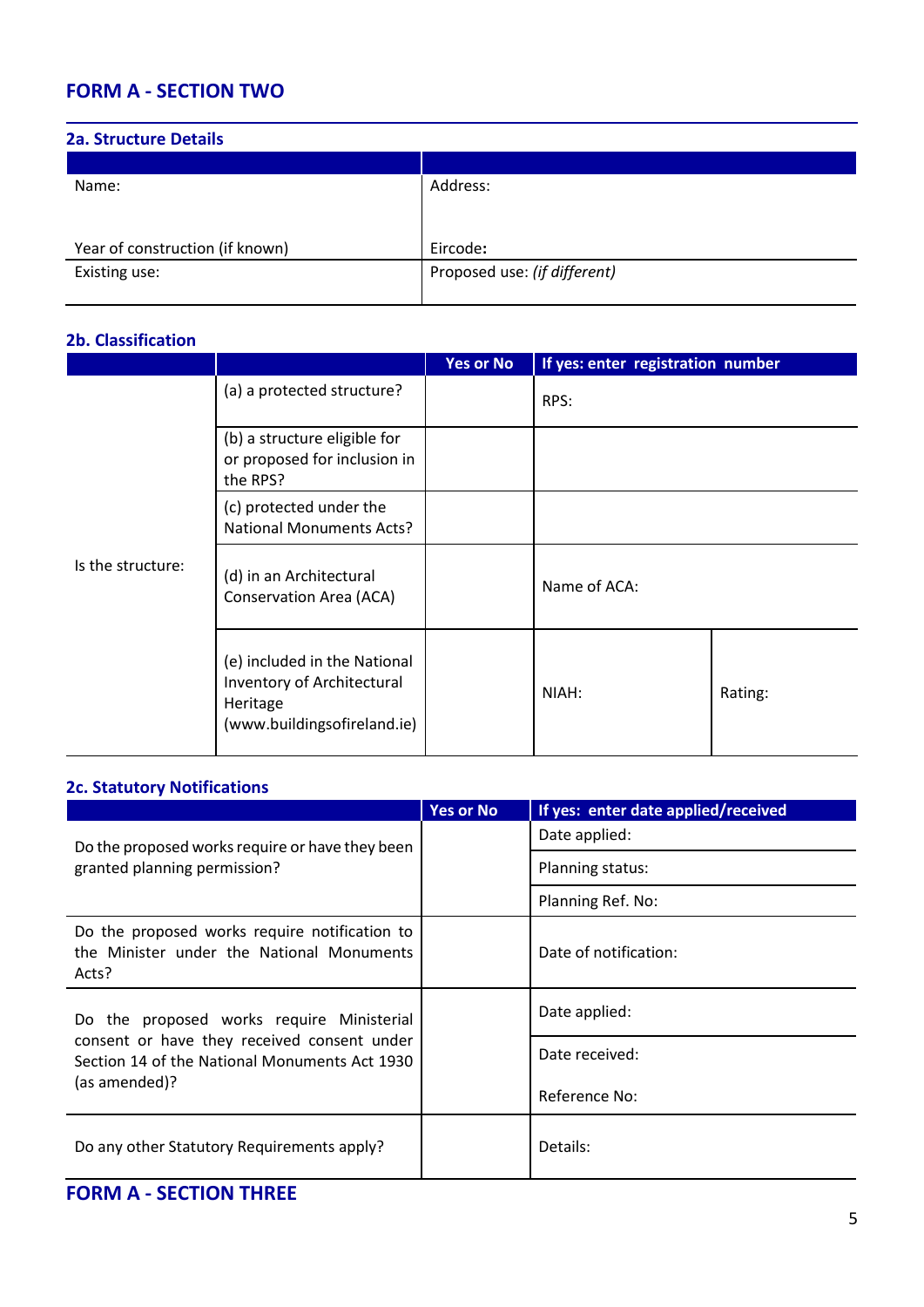## FORM A - SECTION TWO

### 2a. Structure Details

| | |
|---|---|
| Name:<br><br>Year of construction (if known) | Address:<br><br>Eircode**:** |
| Existing use: | Proposed use: *(if different)* |

### 2b. Classification

| | | Yes or No | If yes: enter registration number | |
|---|---|---|---|---|
| Is the structure: | (a) a protected structure? | | RPS: | |
| | (b) a structure eligible for or proposed for inclusion in the RPS? | | | |
| | (c) protected under the National Monuments Acts? | | | |
| | (d) in an Architectural Conservation Area (ACA) | | Name of ACA: | |
| | (e) included in the National Inventory of Architectural Heritage (www.buildingsofireland.ie) | | NIAH: | Rating: |

### 2c. Statutory Notifications

| | Yes or No | If yes: enter date applied/received |
|---|---|---|
| Do the proposed works require or have they been granted planning permission? | | Date applied: |
| | | Planning status: |
| | | Planning Ref. No: |
| Do the proposed works require notification to the Minister under the National Monuments Acts? | | Date of notification: |
| Do the proposed works require Ministerial consent or have they received consent under Section 14 of the National Monuments Act 1930 (as amended)? | | Date applied: |
| | | Date received:<br><br>Reference No: |
| Do any other Statutory Requirements apply? | | Details: |

## FORM A - SECTION THREE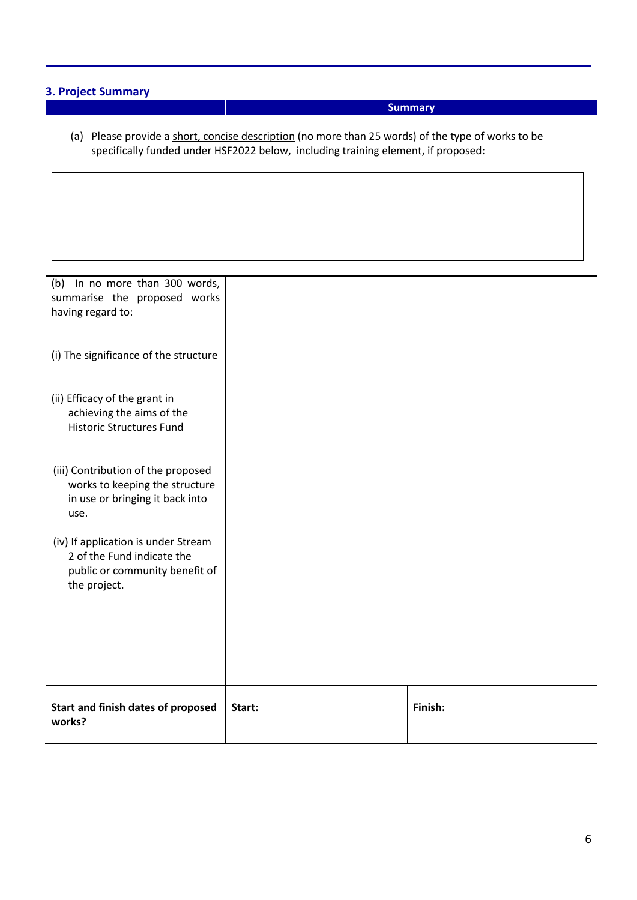## 3. Project Summary

| | Summary |
|---|---|

(a) Please provide a short, concise description (no more than 25 words) of the type of works to be specifically funded under HSF2022 below, including training element, if proposed:

| |
|---|
| |

| | | |
|---|---|---|
| (b) In no more than 300 words, summarise the proposed works having regard to:<br><br>(i) The significance of the structure<br><br>(ii) Efficacy of the grant in achieving the aims of the Historic Structures Fund<br><br>(iii) Contribution of the proposed works to keeping the structure in use or bringing it back into use.<br><br>(iv) If application is under Stream 2 of the Fund indicate the public or community benefit of the project. | | |
| **Start and finish dates of proposed works?** | **Start:** | **Finish:** |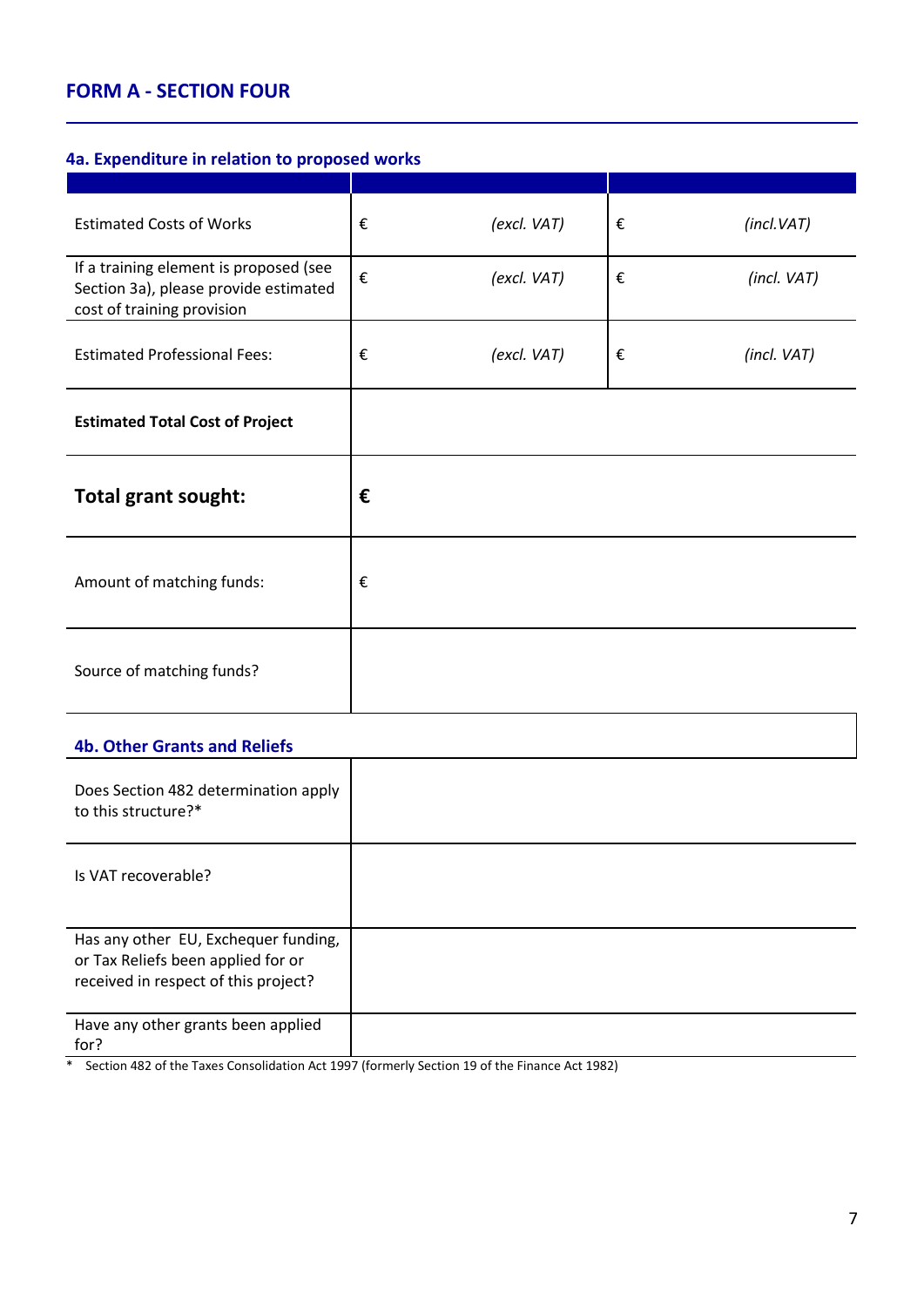## FORM A - SECTION FOUR

### 4a. Expenditure in relation to proposed works

| | | | | |
|---|---|---|---|---|
| Estimated Costs of Works | € | *(excl. VAT)* | € | *(incl.VAT)* |
| If a training element is proposed (see Section 3a), please provide estimated cost of training provision | € | *(excl. VAT)* | € | *(incl. VAT)* |
| Estimated Professional Fees: | € | *(excl. VAT)* | € | *(incl. VAT)* |
| **Estimated Total Cost of Project** | | | | |
| **Total grant sought:** | **€** | | | |
| Amount of matching funds: | € | | | |
| Source of matching funds? | | | | |

### 4b. Other Grants and Reliefs

| | |
|---|---|
| Does Section 482 determination apply to this structure?* | |
| Is VAT recoverable? | |
| Has any other EU, Exchequer funding, or Tax Reliefs been applied for or received in respect of this project? | |
| Have any other grants been applied for? | |

\* Section 482 of the Taxes Consolidation Act 1997 (formerly Section 19 of the Finance Act 1982)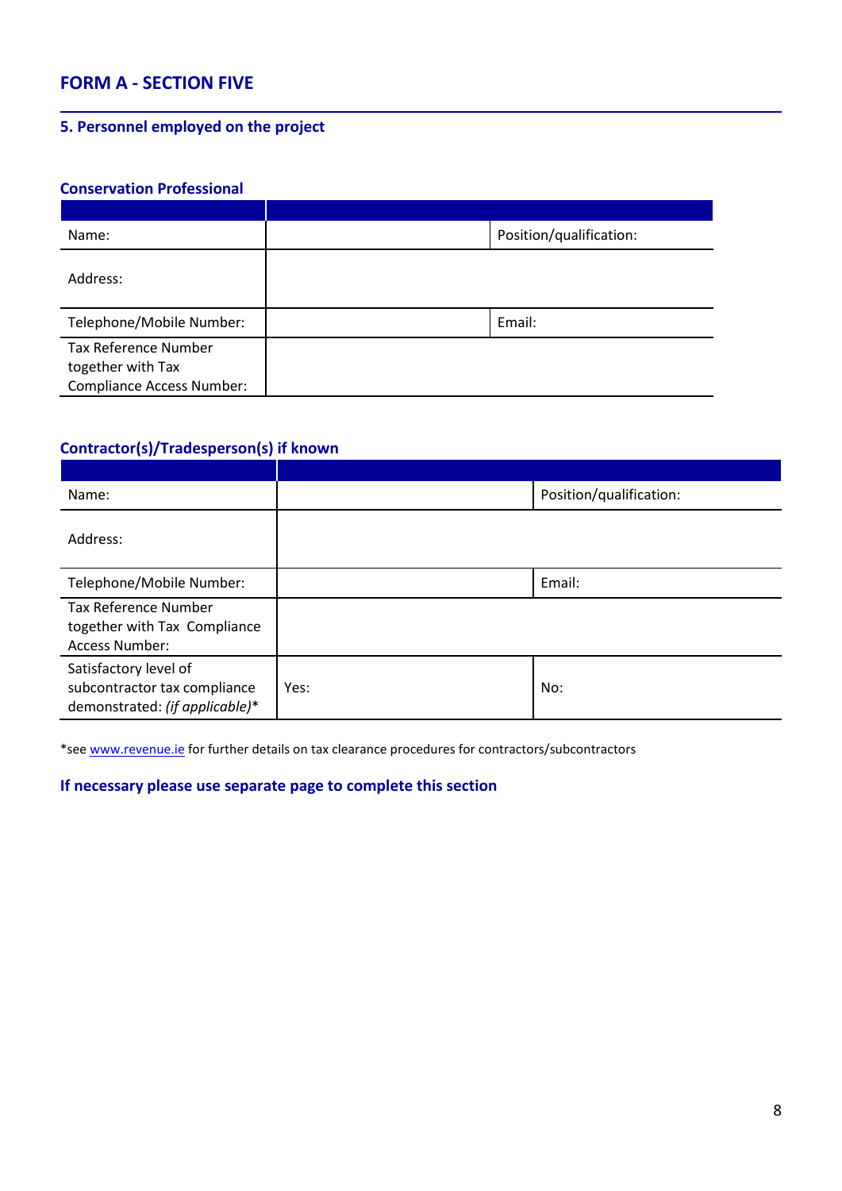## FORM A - SECTION FIVE

### 5. Personnel employed on the project

#### Conservation Professional

| | | |
|---|---|---|
| Name: | | Position/qualification: |
| Address: | | |
| Telephone/Mobile Number: | | Email: |
| Tax Reference Number together with Tax Compliance Access Number: | | |

#### Contractor(s)/Tradesperson(s) if known

| | | |
|---|---|---|
| Name: | | Position/qualification: |
| Address: | | |
| Telephone/Mobile Number: | | Email: |
| Tax Reference Number together with Tax Compliance Access Number: | | |
| Satisfactory level of subcontractor tax compliance demonstrated: *(if applicable)** | Yes: | No: |

*see www.revenue.ie for further details on tax clearance procedures for contractors/subcontractors

**If necessary please use separate page to complete this section**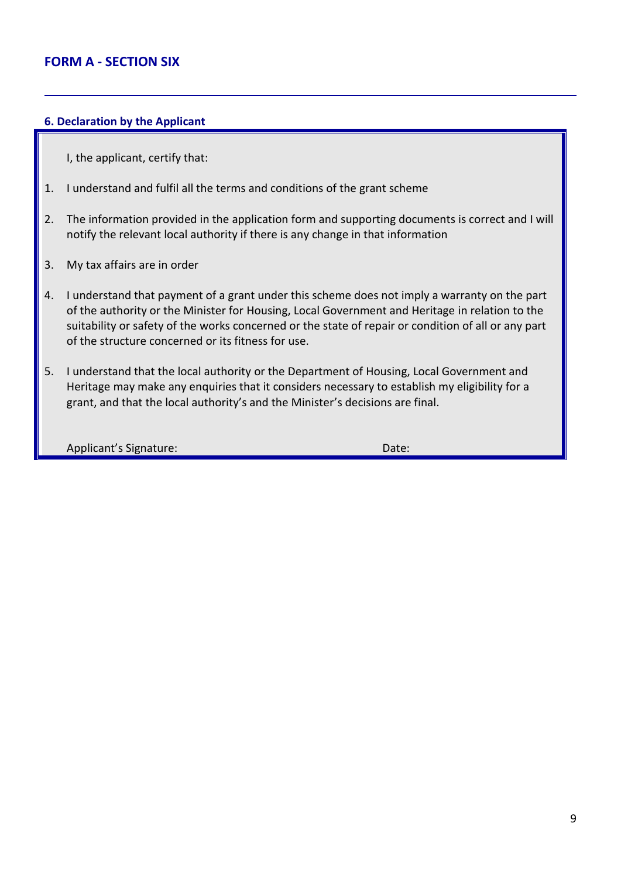## FORM A - SECTION SIX

### 6. Declaration by the Applicant

I, the applicant, certify that:

1. I understand and fulfil all the terms and conditions of the grant scheme
2. The information provided in the application form and supporting documents is correct and I will notify the relevant local authority if there is any change in that information
3. My tax affairs are in order
4. I understand that payment of a grant under this scheme does not imply a warranty on the part of the authority or the Minister for Housing, Local Government and Heritage in relation to the suitability or safety of the works concerned or the state of repair or condition of all or any part of the structure concerned or its fitness for use.
5. I understand that the local authority or the Department of Housing, Local Government and Heritage may make any enquiries that it considers necessary to establish my eligibility for a grant, and that the local authority's and the Minister's decisions are final.

Applicant's Signature: Date: